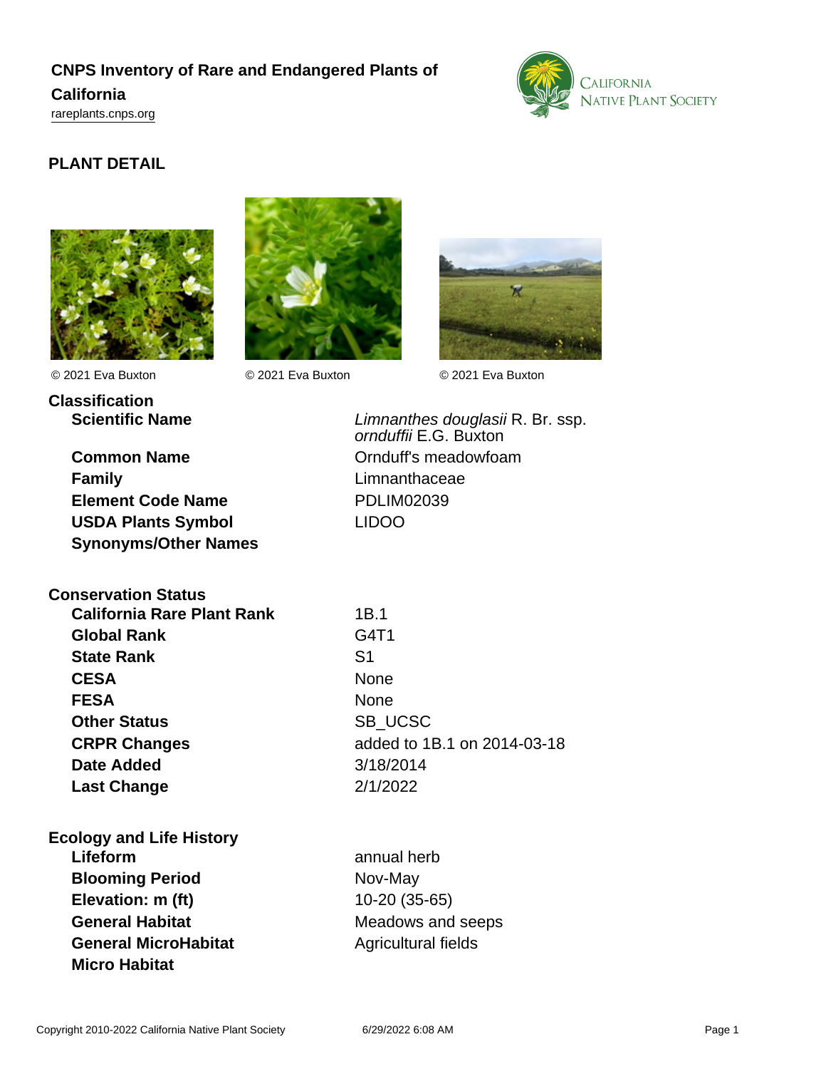# CNPS Inventory of Rare and Endangered Plants of California

rareplants.cnps.org

## PLANT DETAIL

© 2021 Eva Buxton © 2021 Eva Buxton © 2021 Eva Buxton

### Classification

| | |
|---|---|
| **Scientific Name** | *Limnanthes douglasii* R. Br. ssp. *ornduffii* E.G. Buxton |
| **Common Name** | Ornduff's meadowfoam |
| **Family** | Limnanthaceae |
| **Element Code Name** | PDLIM02039 |
| **USDA Plants Symbol** | LIDOO |
| **Synonyms/Other Names** | |

### Conservation Status

| | |
|---|---|
| **California Rare Plant Rank** | 1B.1 |
| **Global Rank** | G4T1 |
| **State Rank** | S1 |
| **CESA** | None |
| **FESA** | None |
| **Other Status** | SB_UCSC |
| **CRPR Changes** | added to 1B.1 on 2014-03-18 |
| **Date Added** | 3/18/2014 |
| **Last Change** | 2/1/2022 |

### Ecology and Life History

| | |
|---|---|
| **Lifeform** | annual herb |
| **Blooming Period** | Nov-May |
| **Elevation: m (ft)** | 10-20 (35-65) |
| **General Habitat** | Meadows and seeps |
| **General MicroHabitat** | Agricultural fields |
| **Micro Habitat** | |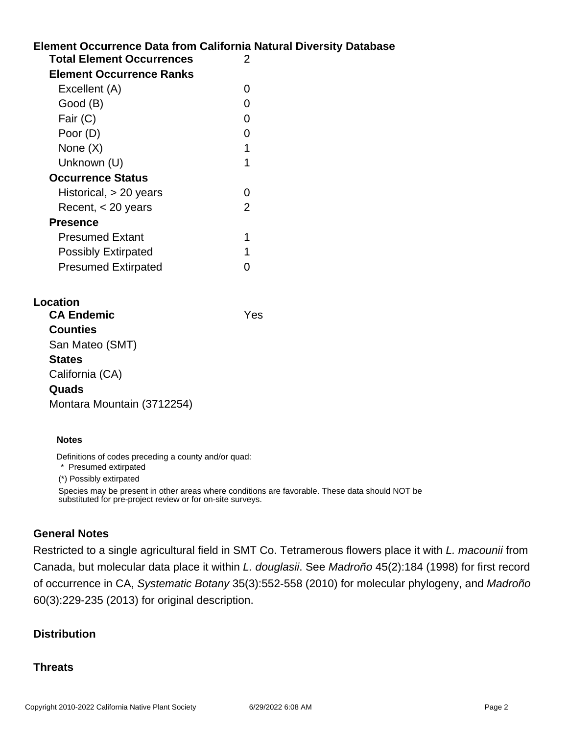## Element Occurrence Data from California Natural Diversity Database

| | |
|---|---|
| **Total Element Occurrences** | 2 |
| **Element Occurrence Ranks** | |
| Excellent (A) | 0 |
| Good (B) | 0 |
| Fair (C) | 0 |
| Poor (D) | 0 |
| None (X) | 1 |
| Unknown (U) | 1 |
| **Occurrence Status** | |
| Historical, > 20 years | 0 |
| Recent, < 20 years | 2 |
| **Presence** | |
| Presumed Extant | 1 |
| Possibly Extirpated | 1 |
| Presumed Extirpated | 0 |

## Location

**CA Endemic** Yes

**Counties**

San Mateo (SMT)

**States**

California (CA)

**Quads**

Montara Mountain (3712254)

#### Notes

Definitions of codes preceding a county and/or quad:

\* Presumed extirpated

(*) Possibly extirpated

Species may be present in other areas where conditions are favorable. These data should NOT be substituted for pre-project review or for on-site surveys.

## General Notes

Restricted to a single agricultural field in SMT Co. Tetramerous flowers place it with *L. macounii* from Canada, but molecular data place it within *L. douglasii*. See *Madroño* 45(2):184 (1998) for first record of occurrence in CA, *Systematic Botany* 35(3):552-558 (2010) for molecular phylogeny, and *Madroño* 60(3):229-235 (2013) for original description.

## Distribution

## Threats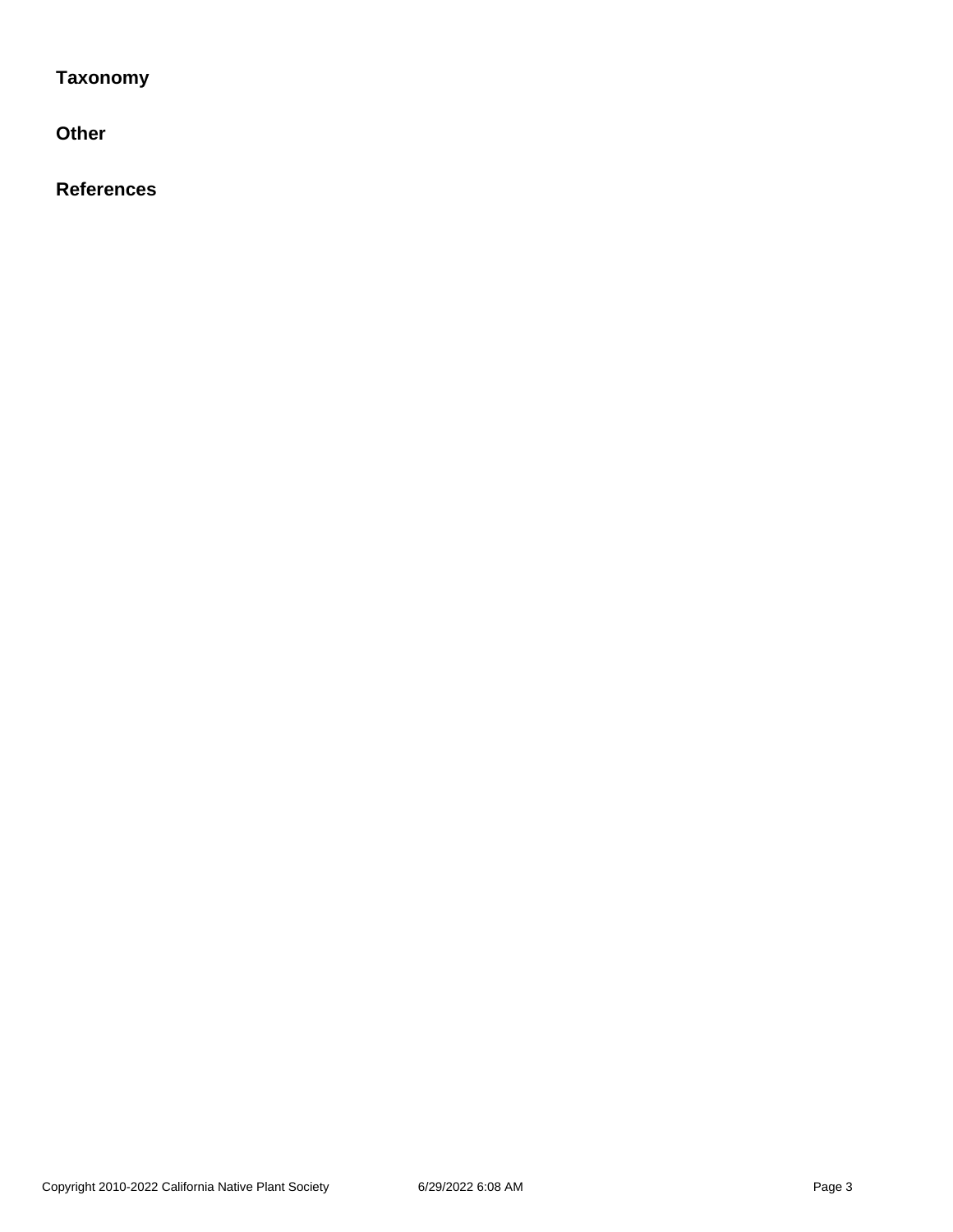## Taxonomy

## Other

## References